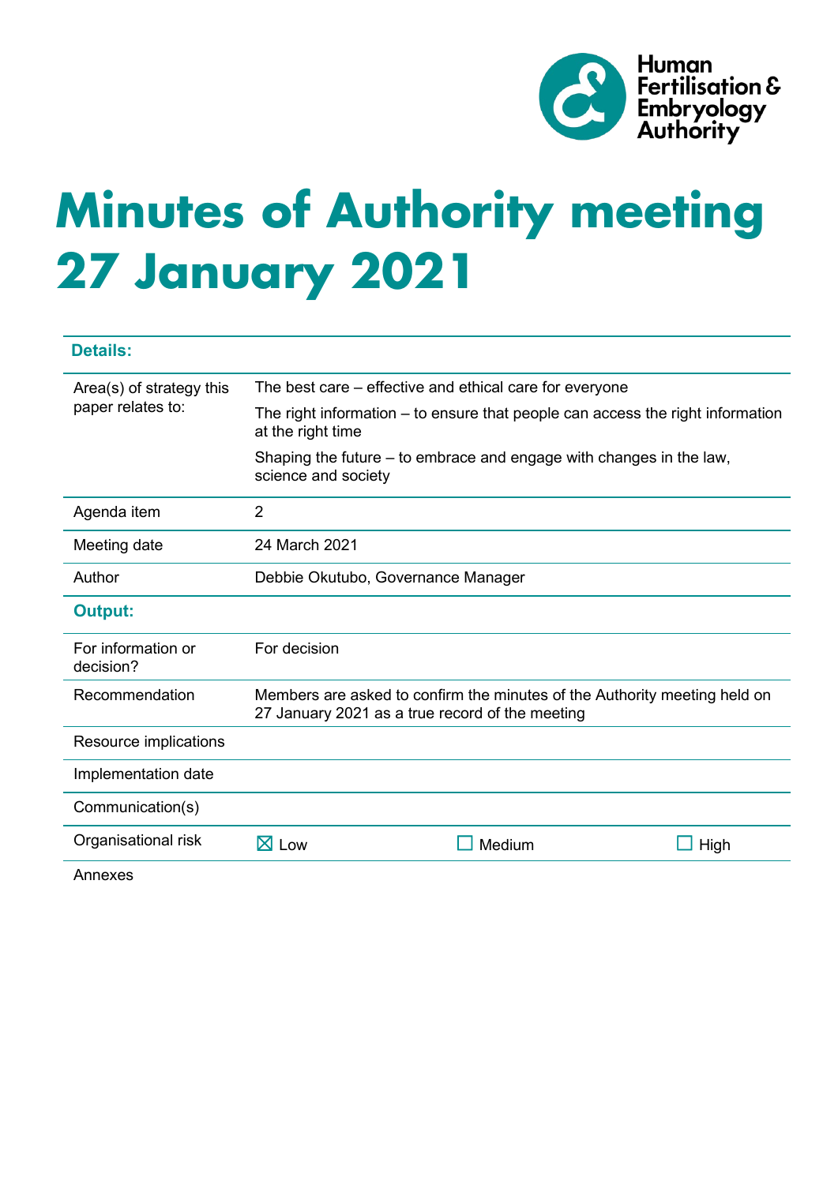# Minutes of Authority meeting 27 January 2021

| Details: | | | |
|---|---|---|---|
| Area(s) of strategy this paper relates to: | The best care – effective and ethical care for everyone<br><br>The right information – to ensure that people can access the right information at the right time<br><br>Shaping the future – to embrace and engage with changes in the law, science and society | | |
| Agenda item | 2 | | |
| Meeting date | 24 March 2021 | | |
| Author | Debbie Okutubo, Governance Manager | | |
| **Output:** | | | |
| For information or decision? | For decision | | |
| Recommendation | Members are asked to confirm the minutes of the Authority meeting held on 27 January 2021 as a true record of the meeting | | |
| Resource implications | | | |
| Implementation date | | | |
| Communication(s) | | | |
| Organisational risk | ☒ Low | ☐ Medium | ☐ High |
| Annexes | | | |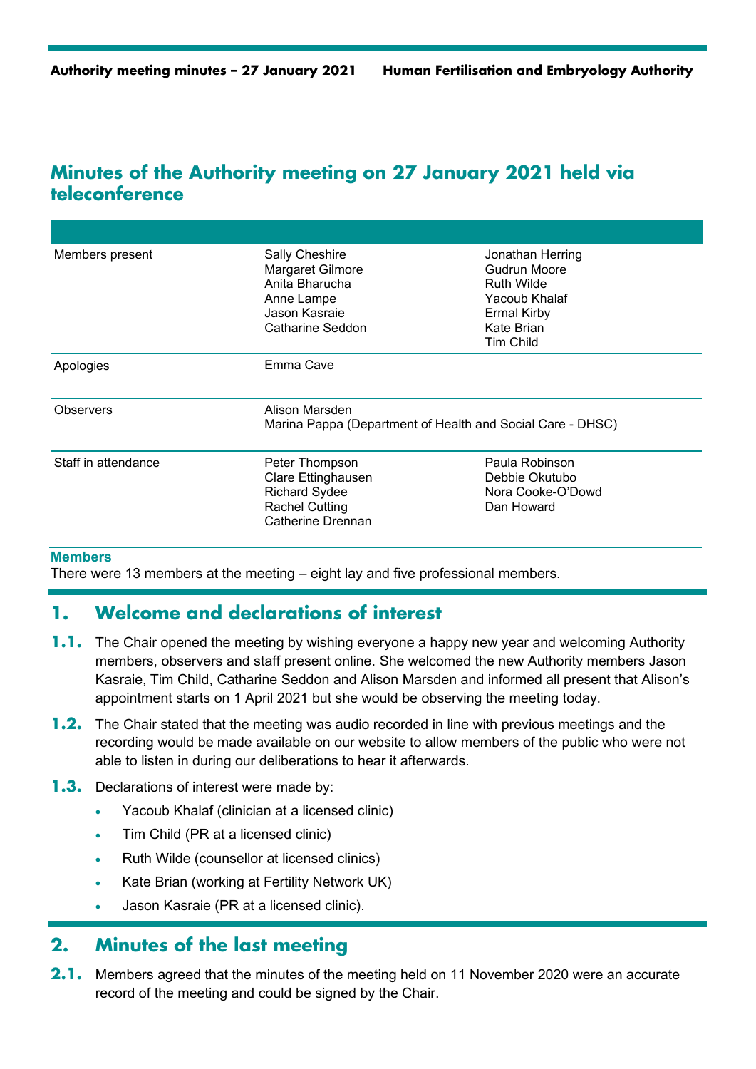## Minutes of the Authority meeting on 27 January 2021 held via teleconference

| | | |
|---|---|---|
| Members present | Sally Cheshire<br>Margaret Gilmore<br>Anita Bharucha<br>Anne Lampe<br>Jason Kasraie<br>Catharine Seddon | Jonathan Herring<br>Gudrun Moore<br>Ruth Wilde<br>Yacoub Khalaf<br>Ermal Kirby<br>Kate Brian<br>Tim Child |
| Apologies | Emma Cave | |
| Observers | Alison Marsden<br>Marina Pappa (Department of Health and Social Care - DHSC) | |
| Staff in attendance | Peter Thompson<br>Clare Ettinghausen<br>Richard Sydee<br>Rachel Cutting<br>Catherine Drennan | Paula Robinson<br>Debbie Okutubo<br>Nora Cooke-O'Dowd<br>Dan Howard |

**Members**

There were 13 members at the meeting – eight lay and five professional members.

## 1. Welcome and declarations of interest

**1.1.** The Chair opened the meeting by wishing everyone a happy new year and welcoming Authority members, observers and staff present online. She welcomed the new Authority members Jason Kasraie, Tim Child, Catharine Seddon and Alison Marsden and informed all present that Alison's appointment starts on 1 April 2021 but she would be observing the meeting today.

**1.2.** The Chair stated that the meeting was audio recorded in line with previous meetings and the recording would be made available on our website to allow members of the public who were not able to listen in during our deliberations to hear it afterwards.

**1.3.** Declarations of interest were made by:

- Yacoub Khalaf (clinician at a licensed clinic)
- Tim Child (PR at a licensed clinic)
- Ruth Wilde (counsellor at licensed clinics)
- Kate Brian (working at Fertility Network UK)
- Jason Kasraie (PR at a licensed clinic).

## 2. Minutes of the last meeting

**2.1.** Members agreed that the minutes of the meeting held on 11 November 2020 were an accurate record of the meeting and could be signed by the Chair.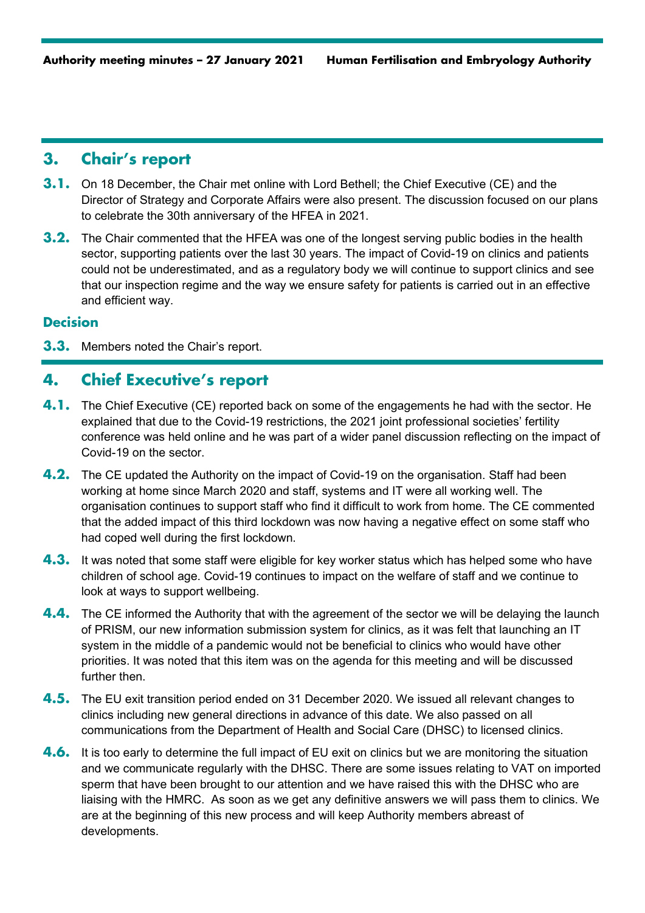## 3. Chair's report

**3.1.** On 18 December, the Chair met online with Lord Bethell; the Chief Executive (CE) and the Director of Strategy and Corporate Affairs were also present. The discussion focused on our plans to celebrate the 30th anniversary of the HFEA in 2021.

**3.2.** The Chair commented that the HFEA was one of the longest serving public bodies in the health sector, supporting patients over the last 30 years. The impact of Covid-19 on clinics and patients could not be underestimated, and as a regulatory body we will continue to support clinics and see that our inspection regime and the way we ensure safety for patients is carried out in an effective and efficient way.

### Decision

**3.3.** Members noted the Chair's report.

## 4. Chief Executive's report

**4.1.** The Chief Executive (CE) reported back on some of the engagements he had with the sector. He explained that due to the Covid-19 restrictions, the 2021 joint professional societies' fertility conference was held online and he was part of a wider panel discussion reflecting on the impact of Covid-19 on the sector.

**4.2.** The CE updated the Authority on the impact of Covid-19 on the organisation. Staff had been working at home since March 2020 and staff, systems and IT were all working well. The organisation continues to support staff who find it difficult to work from home. The CE commented that the added impact of this third lockdown was now having a negative effect on some staff who had coped well during the first lockdown.

**4.3.** It was noted that some staff were eligible for key worker status which has helped some who have children of school age. Covid-19 continues to impact on the welfare of staff and we continue to look at ways to support wellbeing.

**4.4.** The CE informed the Authority that with the agreement of the sector we will be delaying the launch of PRISM, our new information submission system for clinics, as it was felt that launching an IT system in the middle of a pandemic would not be beneficial to clinics who would have other priorities. It was noted that this item was on the agenda for this meeting and will be discussed further then.

**4.5.** The EU exit transition period ended on 31 December 2020. We issued all relevant changes to clinics including new general directions in advance of this date. We also passed on all communications from the Department of Health and Social Care (DHSC) to licensed clinics.

**4.6.** It is too early to determine the full impact of EU exit on clinics but we are monitoring the situation and we communicate regularly with the DHSC. There are some issues relating to VAT on imported sperm that have been brought to our attention and we have raised this with the DHSC who are liaising with the HMRC. As soon as we get any definitive answers we will pass them to clinics. We are at the beginning of this new process and will keep Authority members abreast of developments.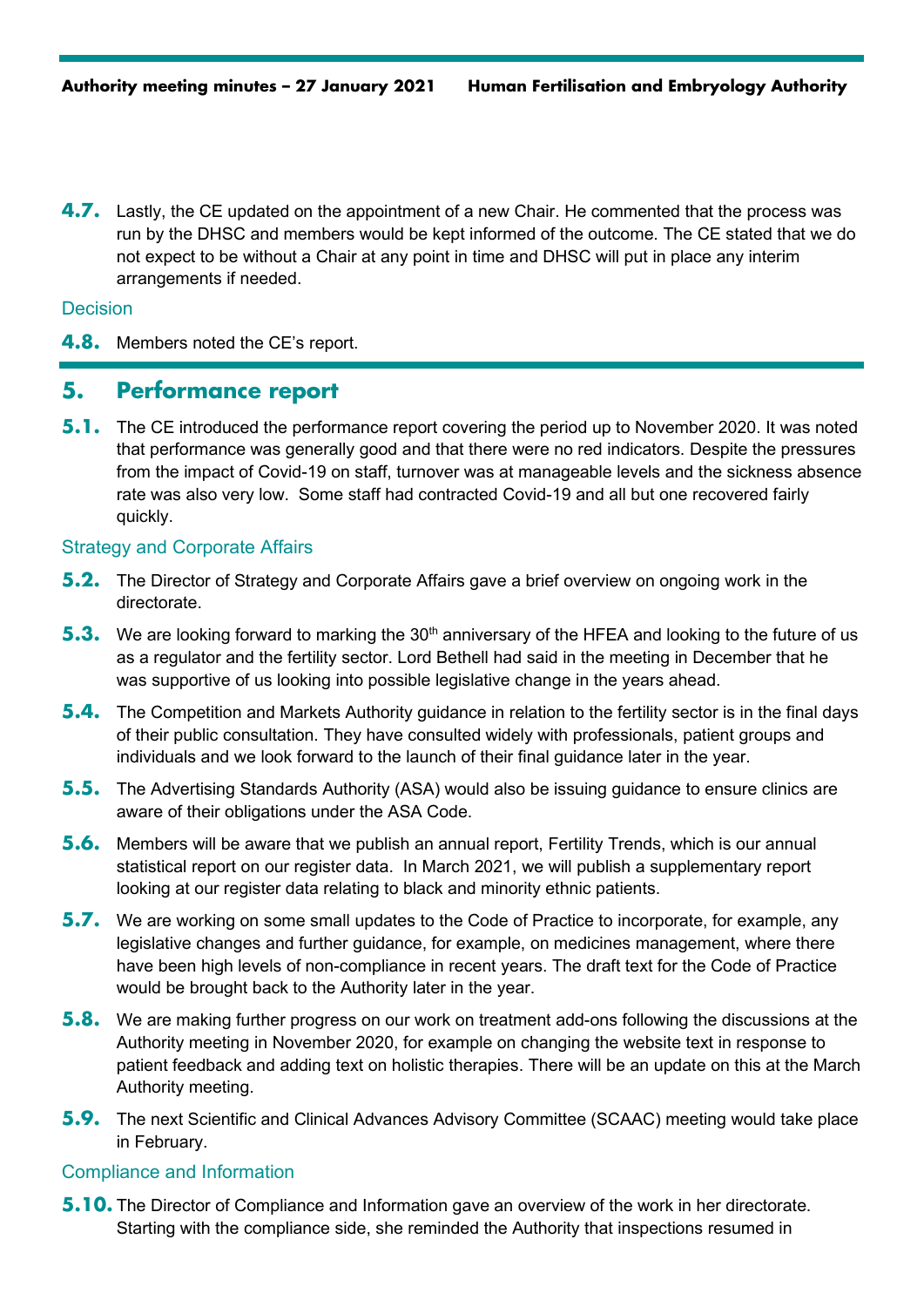**4.7.** Lastly, the CE updated on the appointment of a new Chair. He commented that the process was run by the DHSC and members would be kept informed of the outcome. The CE stated that we do not expect to be without a Chair at any point in time and DHSC will put in place any interim arrangements if needed.

### Decision

**4.8.** Members noted the CE's report.

## 5. Performance report

**5.1.** The CE introduced the performance report covering the period up to November 2020. It was noted that performance was generally good and that there were no red indicators. Despite the pressures from the impact of Covid-19 on staff, turnover was at manageable levels and the sickness absence rate was also very low. Some staff had contracted Covid-19 and all but one recovered fairly quickly.

### Strategy and Corporate Affairs

**5.2.** The Director of Strategy and Corporate Affairs gave a brief overview on ongoing work in the directorate.

**5.3.** We are looking forward to marking the 30th anniversary of the HFEA and looking to the future of us as a regulator and the fertility sector. Lord Bethell had said in the meeting in December that he was supportive of us looking into possible legislative change in the years ahead.

**5.4.** The Competition and Markets Authority guidance in relation to the fertility sector is in the final days of their public consultation. They have consulted widely with professionals, patient groups and individuals and we look forward to the launch of their final guidance later in the year.

**5.5.** The Advertising Standards Authority (ASA) would also be issuing guidance to ensure clinics are aware of their obligations under the ASA Code.

**5.6.** Members will be aware that we publish an annual report, Fertility Trends, which is our annual statistical report on our register data. In March 2021, we will publish a supplementary report looking at our register data relating to black and minority ethnic patients.

**5.7.** We are working on some small updates to the Code of Practice to incorporate, for example, any legislative changes and further guidance, for example, on medicines management, where there have been high levels of non-compliance in recent years. The draft text for the Code of Practice would be brought back to the Authority later in the year.

**5.8.** We are making further progress on our work on treatment add-ons following the discussions at the Authority meeting in November 2020, for example on changing the website text in response to patient feedback and adding text on holistic therapies. There will be an update on this at the March Authority meeting.

**5.9.** The next Scientific and Clinical Advances Advisory Committee (SCAAC) meeting would take place in February.

### Compliance and Information

**5.10.** The Director of Compliance and Information gave an overview of the work in her directorate. Starting with the compliance side, she reminded the Authority that inspections resumed in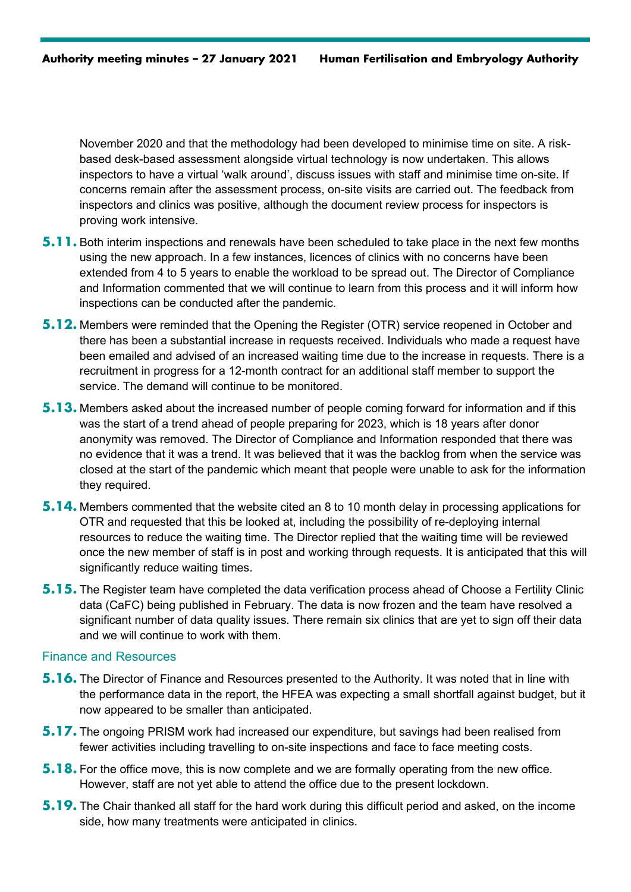November 2020 and that the methodology had been developed to minimise time on site. A risk-based desk-based assessment alongside virtual technology is now undertaken. This allows inspectors to have a virtual 'walk around', discuss issues with staff and minimise time on-site. If concerns remain after the assessment process, on-site visits are carried out. The feedback from inspectors and clinics was positive, although the document review process for inspectors is proving work intensive.

**5.11.** Both interim inspections and renewals have been scheduled to take place in the next few months using the new approach. In a few instances, licences of clinics with no concerns have been extended from 4 to 5 years to enable the workload to be spread out. The Director of Compliance and Information commented that we will continue to learn from this process and it will inform how inspections can be conducted after the pandemic.

**5.12.** Members were reminded that the Opening the Register (OTR) service reopened in October and there has been a substantial increase in requests received. Individuals who made a request have been emailed and advised of an increased waiting time due to the increase in requests. There is a recruitment in progress for a 12-month contract for an additional staff member to support the service. The demand will continue to be monitored.

**5.13.** Members asked about the increased number of people coming forward for information and if this was the start of a trend ahead of people preparing for 2023, which is 18 years after donor anonymity was removed. The Director of Compliance and Information responded that there was no evidence that it was a trend. It was believed that it was the backlog from when the service was closed at the start of the pandemic which meant that people were unable to ask for the information they required.

**5.14.** Members commented that the website cited an 8 to 10 month delay in processing applications for OTR and requested that this be looked at, including the possibility of re-deploying internal resources to reduce the waiting time. The Director replied that the waiting time will be reviewed once the new member of staff is in post and working through requests. It is anticipated that this will significantly reduce waiting times.

**5.15.** The Register team have completed the data verification process ahead of Choose a Fertility Clinic data (CaFC) being published in February. The data is now frozen and the team have resolved a significant number of data quality issues. There remain six clinics that are yet to sign off their data and we will continue to work with them.

### Finance and Resources

**5.16.** The Director of Finance and Resources presented to the Authority. It was noted that in line with the performance data in the report, the HFEA was expecting a small shortfall against budget, but it now appeared to be smaller than anticipated.

**5.17.** The ongoing PRISM work had increased our expenditure, but savings had been realised from fewer activities including travelling to on-site inspections and face to face meeting costs.

**5.18.** For the office move, this is now complete and we are formally operating from the new office. However, staff are not yet able to attend the office due to the present lockdown.

**5.19.** The Chair thanked all staff for the hard work during this difficult period and asked, on the income side, how many treatments were anticipated in clinics.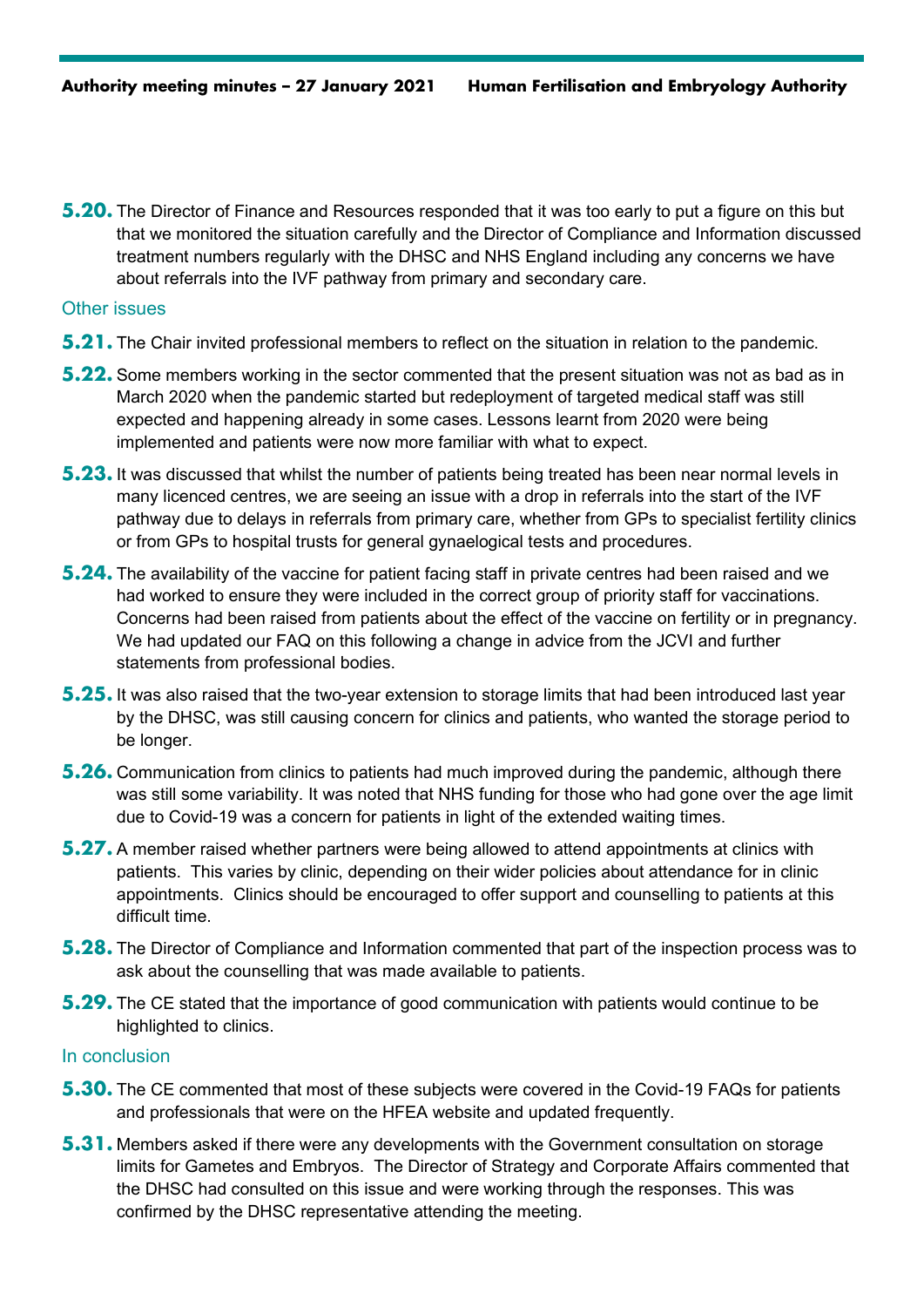**5.20.** The Director of Finance and Resources responded that it was too early to put a figure on this but that we monitored the situation carefully and the Director of Compliance and Information discussed treatment numbers regularly with the DHSC and NHS England including any concerns we have about referrals into the IVF pathway from primary and secondary care.

### Other issues

**5.21.** The Chair invited professional members to reflect on the situation in relation to the pandemic.

**5.22.** Some members working in the sector commented that the present situation was not as bad as in March 2020 when the pandemic started but redeployment of targeted medical staff was still expected and happening already in some cases. Lessons learnt from 2020 were being implemented and patients were now more familiar with what to expect.

**5.23.** It was discussed that whilst the number of patients being treated has been near normal levels in many licenced centres, we are seeing an issue with a drop in referrals into the start of the IVF pathway due to delays in referrals from primary care, whether from GPs to specialist fertility clinics or from GPs to hospital trusts for general gynaelogical tests and procedures.

**5.24.** The availability of the vaccine for patient facing staff in private centres had been raised and we had worked to ensure they were included in the correct group of priority staff for vaccinations. Concerns had been raised from patients about the effect of the vaccine on fertility or in pregnancy. We had updated our FAQ on this following a change in advice from the JCVI and further statements from professional bodies.

**5.25.** It was also raised that the two-year extension to storage limits that had been introduced last year by the DHSC, was still causing concern for clinics and patients, who wanted the storage period to be longer.

**5.26.** Communication from clinics to patients had much improved during the pandemic, although there was still some variability. It was noted that NHS funding for those who had gone over the age limit due to Covid-19 was a concern for patients in light of the extended waiting times.

**5.27.** A member raised whether partners were being allowed to attend appointments at clinics with patients. This varies by clinic, depending on their wider policies about attendance for in clinic appointments. Clinics should be encouraged to offer support and counselling to patients at this difficult time.

**5.28.** The Director of Compliance and Information commented that part of the inspection process was to ask about the counselling that was made available to patients.

**5.29.** The CE stated that the importance of good communication with patients would continue to be highlighted to clinics.

### In conclusion

**5.30.** The CE commented that most of these subjects were covered in the Covid-19 FAQs for patients and professionals that were on the HFEA website and updated frequently.

**5.31.** Members asked if there were any developments with the Government consultation on storage limits for Gametes and Embryos. The Director of Strategy and Corporate Affairs commented that the DHSC had consulted on this issue and were working through the responses. This was confirmed by the DHSC representative attending the meeting.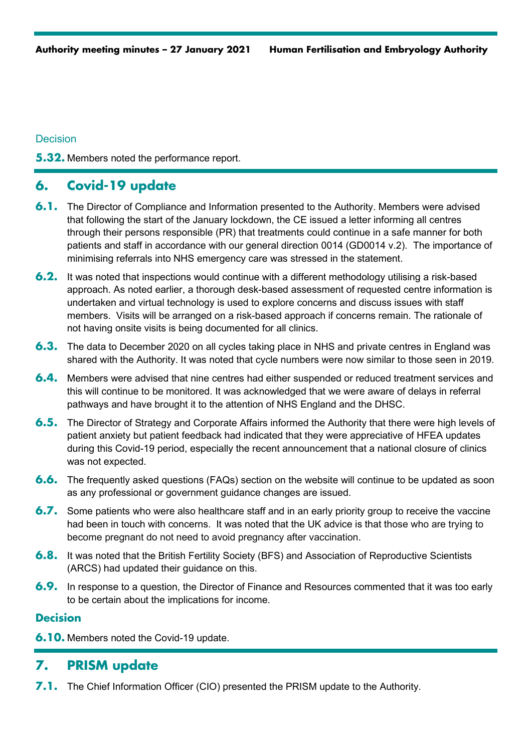### Decision

**5.32.** Members noted the performance report.

## 6. Covid-19 update

**6.1.** The Director of Compliance and Information presented to the Authority. Members were advised that following the start of the January lockdown, the CE issued a letter informing all centres through their persons responsible (PR) that treatments could continue in a safe manner for both patients and staff in accordance with our general direction 0014 (GD0014 v.2). The importance of minimising referrals into NHS emergency care was stressed in the statement.

**6.2.** It was noted that inspections would continue with a different methodology utilising a risk-based approach. As noted earlier, a thorough desk-based assessment of requested centre information is undertaken and virtual technology is used to explore concerns and discuss issues with staff members. Visits will be arranged on a risk-based approach if concerns remain. The rationale of not having onsite visits is being documented for all clinics.

**6.3.** The data to December 2020 on all cycles taking place in NHS and private centres in England was shared with the Authority. It was noted that cycle numbers were now similar to those seen in 2019.

**6.4.** Members were advised that nine centres had either suspended or reduced treatment services and this will continue to be monitored. It was acknowledged that we were aware of delays in referral pathways and have brought it to the attention of NHS England and the DHSC.

**6.5.** The Director of Strategy and Corporate Affairs informed the Authority that there were high levels of patient anxiety but patient feedback had indicated that they were appreciative of HFEA updates during this Covid-19 period, especially the recent announcement that a national closure of clinics was not expected.

**6.6.** The frequently asked questions (FAQs) section on the website will continue to be updated as soon as any professional or government guidance changes are issued.

**6.7.** Some patients who were also healthcare staff and in an early priority group to receive the vaccine had been in touch with concerns. It was noted that the UK advice is that those who are trying to become pregnant do not need to avoid pregnancy after vaccination.

**6.8.** It was noted that the British Fertility Society (BFS) and Association of Reproductive Scientists (ARCS) had updated their guidance on this.

**6.9.** In response to a question, the Director of Finance and Resources commented that it was too early to be certain about the implications for income.

### Decision

**6.10.** Members noted the Covid-19 update.

## 7. PRISM update

**7.1.** The Chief Information Officer (CIO) presented the PRISM update to the Authority.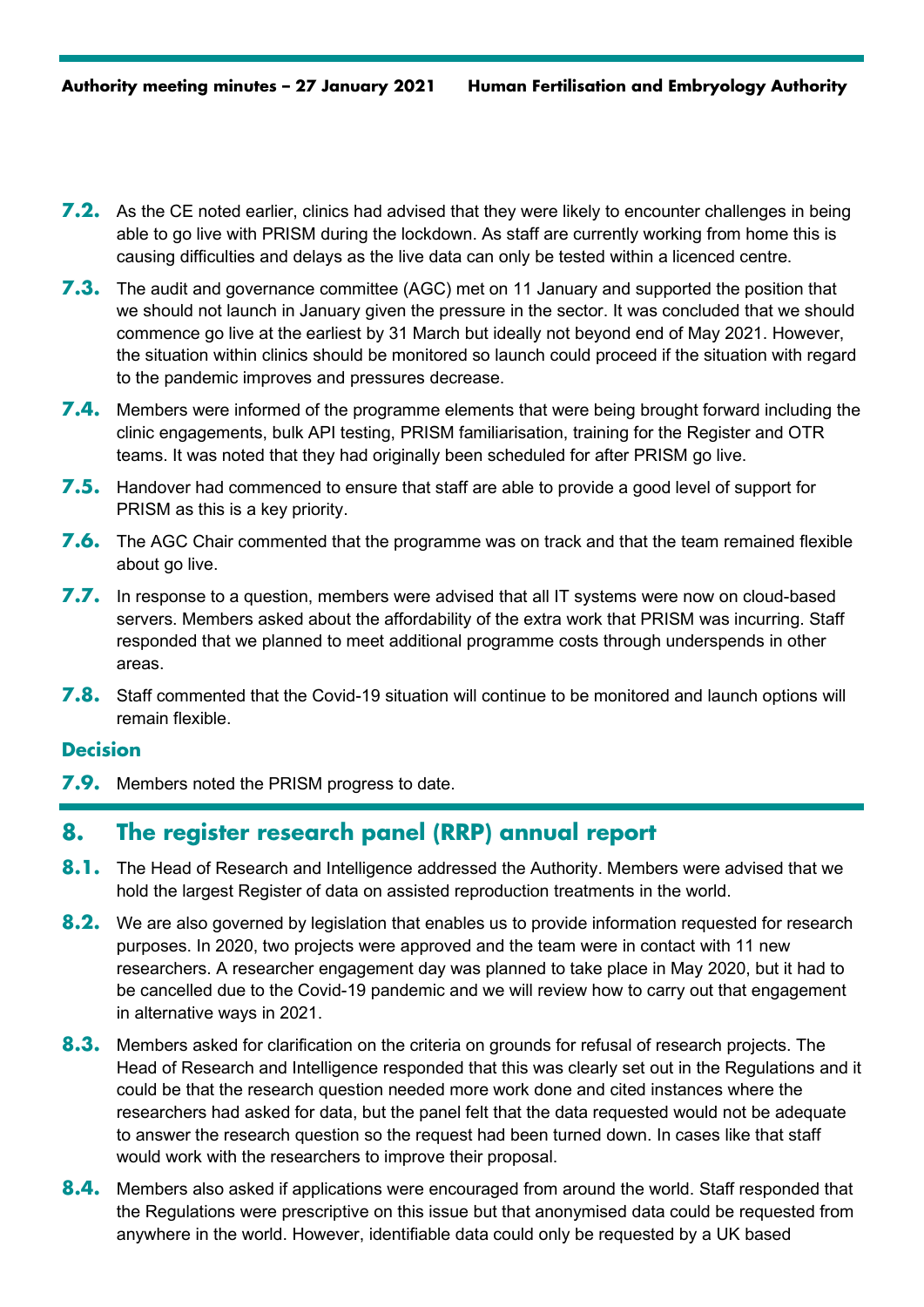**7.2.** As the CE noted earlier, clinics had advised that they were likely to encounter challenges in being able to go live with PRISM during the lockdown. As staff are currently working from home this is causing difficulties and delays as the live data can only be tested within a licenced centre.

**7.3.** The audit and governance committee (AGC) met on 11 January and supported the position that we should not launch in January given the pressure in the sector. It was concluded that we should commence go live at the earliest by 31 March but ideally not beyond end of May 2021. However, the situation within clinics should be monitored so launch could proceed if the situation with regard to the pandemic improves and pressures decrease.

**7.4.** Members were informed of the programme elements that were being brought forward including the clinic engagements, bulk API testing, PRISM familiarisation, training for the Register and OTR teams. It was noted that they had originally been scheduled for after PRISM go live.

**7.5.** Handover had commenced to ensure that staff are able to provide a good level of support for PRISM as this is a key priority.

**7.6.** The AGC Chair commented that the programme was on track and that the team remained flexible about go live.

**7.7.** In response to a question, members were advised that all IT systems were now on cloud-based servers. Members asked about the affordability of the extra work that PRISM was incurring. Staff responded that we planned to meet additional programme costs through underspends in other areas.

**7.8.** Staff commented that the Covid-19 situation will continue to be monitored and launch options will remain flexible.

### Decision

**7.9.** Members noted the PRISM progress to date.

## 8. The register research panel (RRP) annual report

**8.1.** The Head of Research and Intelligence addressed the Authority. Members were advised that we hold the largest Register of data on assisted reproduction treatments in the world.

**8.2.** We are also governed by legislation that enables us to provide information requested for research purposes. In 2020, two projects were approved and the team were in contact with 11 new researchers. A researcher engagement day was planned to take place in May 2020, but it had to be cancelled due to the Covid-19 pandemic and we will review how to carry out that engagement in alternative ways in 2021.

**8.3.** Members asked for clarification on the criteria on grounds for refusal of research projects. The Head of Research and Intelligence responded that this was clearly set out in the Regulations and it could be that the research question needed more work done and cited instances where the researchers had asked for data, but the panel felt that the data requested would not be adequate to answer the research question so the request had been turned down. In cases like that staff would work with the researchers to improve their proposal.

**8.4.** Members also asked if applications were encouraged from around the world. Staff responded that the Regulations were prescriptive on this issue but that anonymised data could be requested from anywhere in the world. However, identifiable data could only be requested by a UK based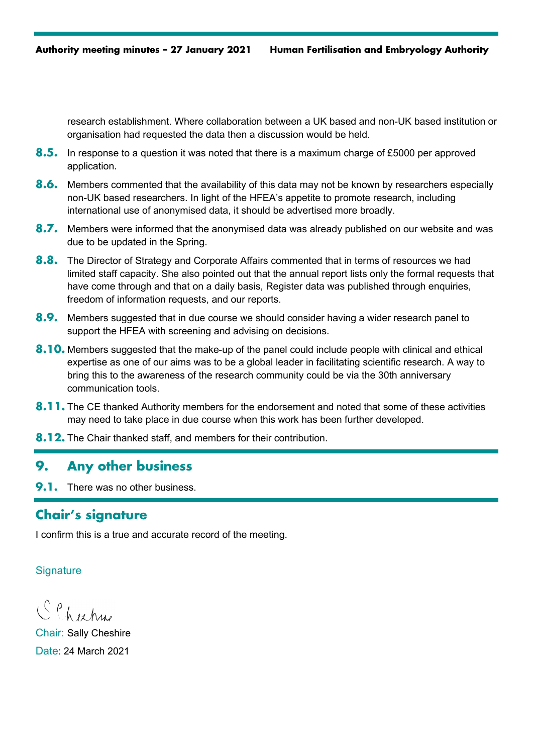research establishment. Where collaboration between a UK based and non-UK based institution or organisation had requested the data then a discussion would be held.

**8.5.** In response to a question it was noted that there is a maximum charge of £5000 per approved application.

**8.6.** Members commented that the availability of this data may not be known by researchers especially non-UK based researchers. In light of the HFEA's appetite to promote research, including international use of anonymised data, it should be advertised more broadly.

**8.7.** Members were informed that the anonymised data was already published on our website and was due to be updated in the Spring.

**8.8.** The Director of Strategy and Corporate Affairs commented that in terms of resources we had limited staff capacity. She also pointed out that the annual report lists only the formal requests that have come through and that on a daily basis, Register data was published through enquiries, freedom of information requests, and our reports.

**8.9.** Members suggested that in due course we should consider having a wider research panel to support the HFEA with screening and advising on decisions.

**8.10.** Members suggested that the make-up of the panel could include people with clinical and ethical expertise as one of our aims was to be a global leader in facilitating scientific research. A way to bring this to the awareness of the research community could be via the 30th anniversary communication tools.

**8.11.** The CE thanked Authority members for the endorsement and noted that some of these activities may need to take place in due course when this work has been further developed.

**8.12.** The Chair thanked staff, and members for their contribution.

## 9. Any other business

**9.1.** There was no other business.

## Chair's signature

I confirm this is a true and accurate record of the meeting.

Signature

S Cheshire

Chair: Sally Cheshire

Date: 24 March 2021